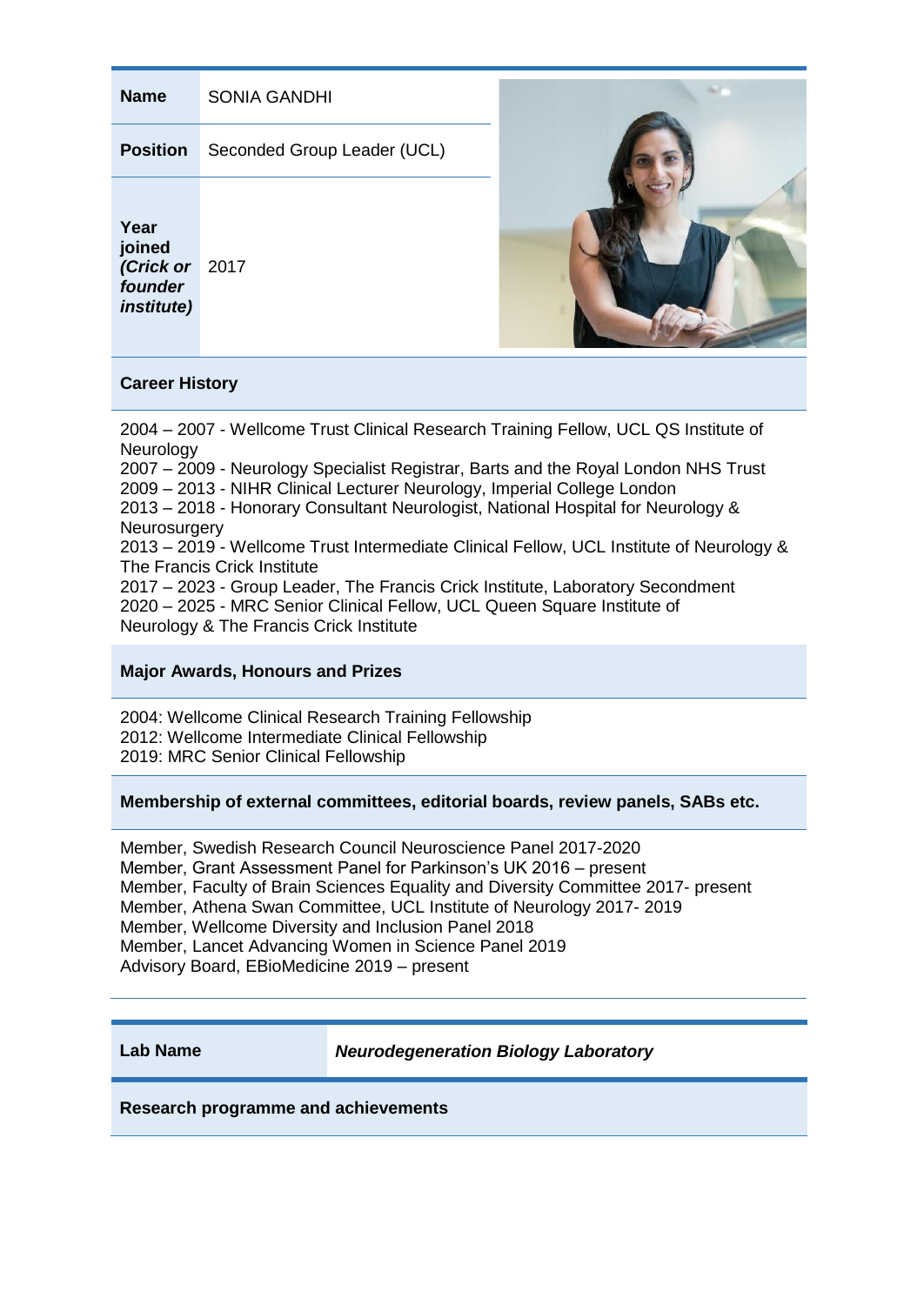| Name | SONIA GANDHI |
|---|---|
| Position | Seconded Group Leader (UCL) |
| Year joined *(Crick or founder institute)* | 2017 |

**Career History**

2004 – 2007 - Wellcome Trust Clinical Research Training Fellow, UCL QS Institute of Neurology
2007 – 2009 - Neurology Specialist Registrar, Barts and the Royal London NHS Trust
2009 – 2013 - NIHR Clinical Lecturer Neurology, Imperial College London
2013 – 2018 - Honorary Consultant Neurologist, National Hospital for Neurology & Neurosurgery
2013 – 2019 - Wellcome Trust Intermediate Clinical Fellow, UCL Institute of Neurology & The Francis Crick Institute
2017 – 2023 - Group Leader, The Francis Crick Institute, Laboratory Secondment
2020 – 2025 - MRC Senior Clinical Fellow, UCL Queen Square Institute of Neurology & The Francis Crick Institute

**Major Awards, Honours and Prizes**

2004: Wellcome Clinical Research Training Fellowship
2012: Wellcome Intermediate Clinical Fellowship
2019: MRC Senior Clinical Fellowship

**Membership of external committees, editorial boards, review panels, SABs etc.**

Member, Swedish Research Council Neuroscience Panel 2017-2020
Member, Grant Assessment Panel for Parkinson's UK 2016 – present
Member, Faculty of Brain Sciences Equality and Diversity Committee 2017- present
Member, Athena Swan Committee, UCL Institute of Neurology 2017- 2019
Member, Wellcome Diversity and Inclusion Panel 2018
Member, Lancet Advancing Women in Science Panel 2019
Advisory Board, EBioMedicine 2019 – present

| Lab Name | *Neurodegeneration Biology Laboratory* |
|---|---|

**Research programme and achievements**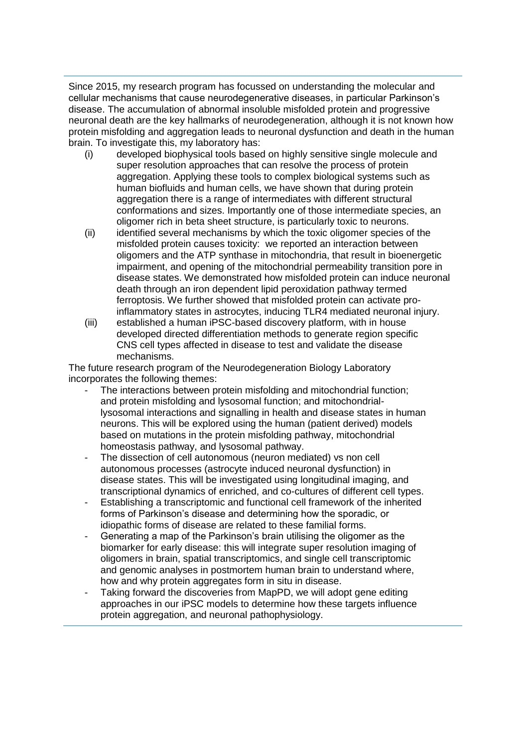Since 2015, my research program has focussed on understanding the molecular and cellular mechanisms that cause neurodegenerative diseases, in particular Parkinson's disease. The accumulation of abnormal insoluble misfolded protein and progressive neuronal death are the key hallmarks of neurodegeneration, although it is not known how protein misfolding and aggregation leads to neuronal dysfunction and death in the human brain. To investigate this, my laboratory has:

(i) developed biophysical tools based on highly sensitive single molecule and super resolution approaches that can resolve the process of protein aggregation. Applying these tools to complex biological systems such as human biofluids and human cells, we have shown that during protein aggregation there is a range of intermediates with different structural conformations and sizes. Importantly one of those intermediate species, an oligomer rich in beta sheet structure, is particularly toxic to neurons.

(ii) identified several mechanisms by which the toxic oligomer species of the misfolded protein causes toxicity: we reported an interaction between oligomers and the ATP synthase in mitochondria, that result in bioenergetic impairment, and opening of the mitochondrial permeability transition pore in disease states. We demonstrated how misfolded protein can induce neuronal death through an iron dependent lipid peroxidation pathway termed ferroptosis. We further showed that misfolded protein can activate pro-inflammatory states in astrocytes, inducing TLR4 mediated neuronal injury.

(iii) established a human iPSC-based discovery platform, with in house developed directed differentiation methods to generate region specific CNS cell types affected in disease to test and validate the disease mechanisms.

The future research program of the Neurodegeneration Biology Laboratory incorporates the following themes:

- The interactions between protein misfolding and mitochondrial function; and protein misfolding and lysosomal function; and mitochondrial-lysosomal interactions and signalling in health and disease states in human neurons. This will be explored using the human (patient derived) models based on mutations in the protein misfolding pathway, mitochondrial homeostasis pathway, and lysosomal pathway.
- The dissection of cell autonomous (neuron mediated) vs non cell autonomous processes (astrocyte induced neuronal dysfunction) in disease states. This will be investigated using longitudinal imaging, and transcriptional dynamics of enriched, and co-cultures of different cell types.
- Establishing a transcriptomic and functional cell framework of the inherited forms of Parkinson's disease and determining how the sporadic, or idiopathic forms of disease are related to these familial forms.
- Generating a map of the Parkinson's brain utilising the oligomer as the biomarker for early disease: this will integrate super resolution imaging of oligomers in brain, spatial transcriptomics, and single cell transcriptomic and genomic analyses in postmortem human brain to understand where, how and why protein aggregates form in situ in disease.
- Taking forward the discoveries from MapPD, we will adopt gene editing approaches in our iPSC models to determine how these targets influence protein aggregation, and neuronal pathophysiology.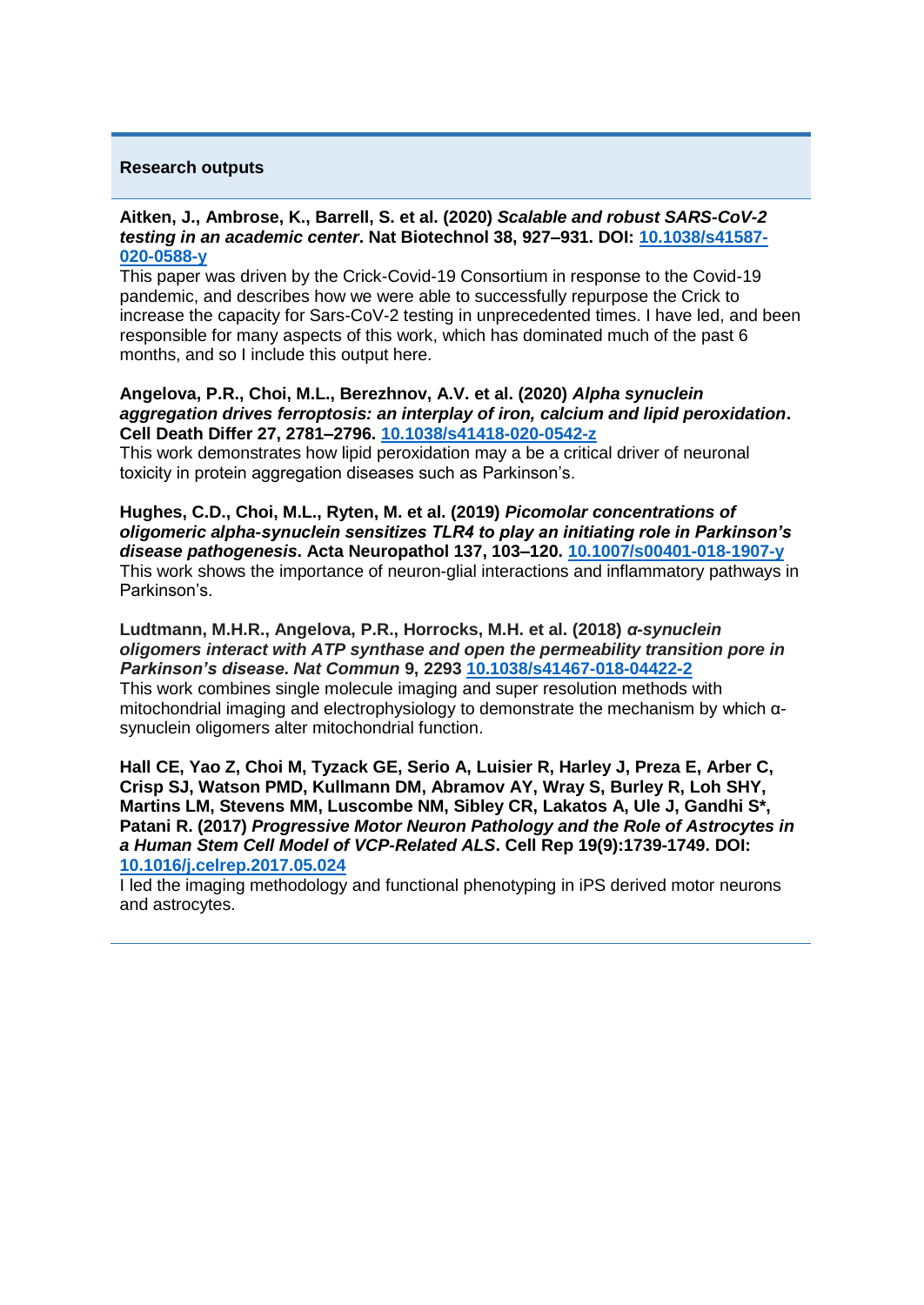## Research outputs

**Aitken, J., Ambrose, K., Barrell, S. et al. (2020)** ***Scalable and robust SARS-CoV-2 testing in an academic center*****. Nat Biotechnol 38, 927–931. DOI: [10.1038/s41587-020-0588-y](https://doi.org/10.1038/s41587-020-0588-y)**

This paper was driven by the Crick-Covid-19 Consortium in response to the Covid-19 pandemic, and describes how we were able to successfully repurpose the Crick to increase the capacity for Sars-CoV-2 testing in unprecedented times. I have led, and been responsible for many aspects of this work, which has dominated much of the past 6 months, and so I include this output here.

**Angelova, P.R., Choi, M.L., Berezhnov, A.V. et al. (2020)** ***Alpha synuclein aggregation drives ferroptosis: an interplay of iron, calcium and lipid peroxidation*****. Cell Death Differ 27, 2781–2796. [10.1038/s41418-020-0542-z](https://doi.org/10.1038/s41418-020-0542-z)**

This work demonstrates how lipid peroxidation may a be a critical driver of neuronal toxicity in protein aggregation diseases such as Parkinson's.

**Hughes, C.D., Choi, M.L., Ryten, M. et al. (2019)** ***Picomolar concentrations of oligomeric alpha-synuclein sensitizes TLR4 to play an initiating role in Parkinson's disease pathogenesis*****. Acta Neuropathol 137, 103–120. [10.1007/s00401-018-1907-y](https://doi.org/10.1007/s00401-018-1907-y)**

This work shows the importance of neuron-glial interactions and inflammatory pathways in Parkinson's.

**Ludtmann, M.H.R., Angelova, P.R., Horrocks, M.H. et al. (2018)** ***α-synuclein oligomers interact with ATP synthase and open the permeability transition pore in Parkinson's disease. Nat Commun*** **9, 2293 [10.1038/s41467-018-04422-2](https://doi.org/10.1038/s41467-018-04422-2)**

This work combines single molecule imaging and super resolution methods with mitochondrial imaging and electrophysiology to demonstrate the mechanism by which α-synuclein oligomers alter mitochondrial function.

**Hall CE, Yao Z, Choi M, Tyzack GE, Serio A, Luisier R, Harley J, Preza E, Arber C, Crisp SJ, Watson PMD, Kullmann DM, Abramov AY, Wray S, Burley R, Loh SHY, Martins LM, Stevens MM, Luscombe NM, Sibley CR, Lakatos A, Ule J, Gandhi S*, Patani R. (2017)** ***Progressive Motor Neuron Pathology and the Role of Astrocytes in a Human Stem Cell Model of VCP-Related ALS*****. Cell Rep 19(9):1739-1749. DOI: [10.1016/j.celrep.2017.05.024](https://doi.org/10.1016/j.celrep.2017.05.024)**

I led the imaging methodology and functional phenotyping in iPS derived motor neurons and astrocytes.